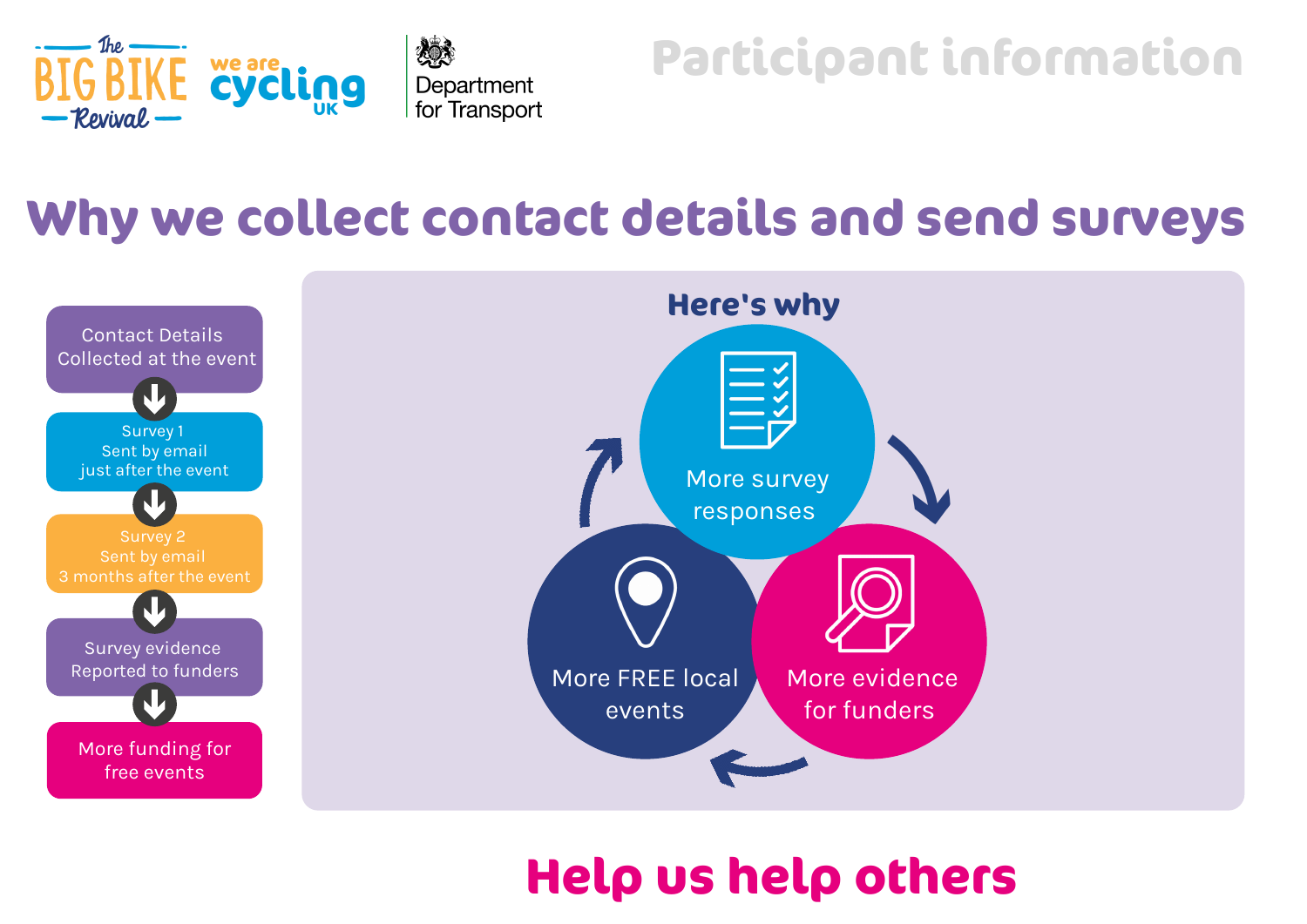The Big Bike Revival | we are cycling UK | Department for Transport

Participant information

# Why we collect contact details and send surveys

- Contact Details Collected at the event
- ↓
- Survey 1 Sent by email just after the event
- ↓
- Survey 2 Sent by email 3 months after the event
- ↓
- Survey evidence Reported to funders
- ↓
- More funding for free events

## Here's why

- More survey responses
- → More evidence for funders
- → More FREE local events
- → More survey responses

# Help us help others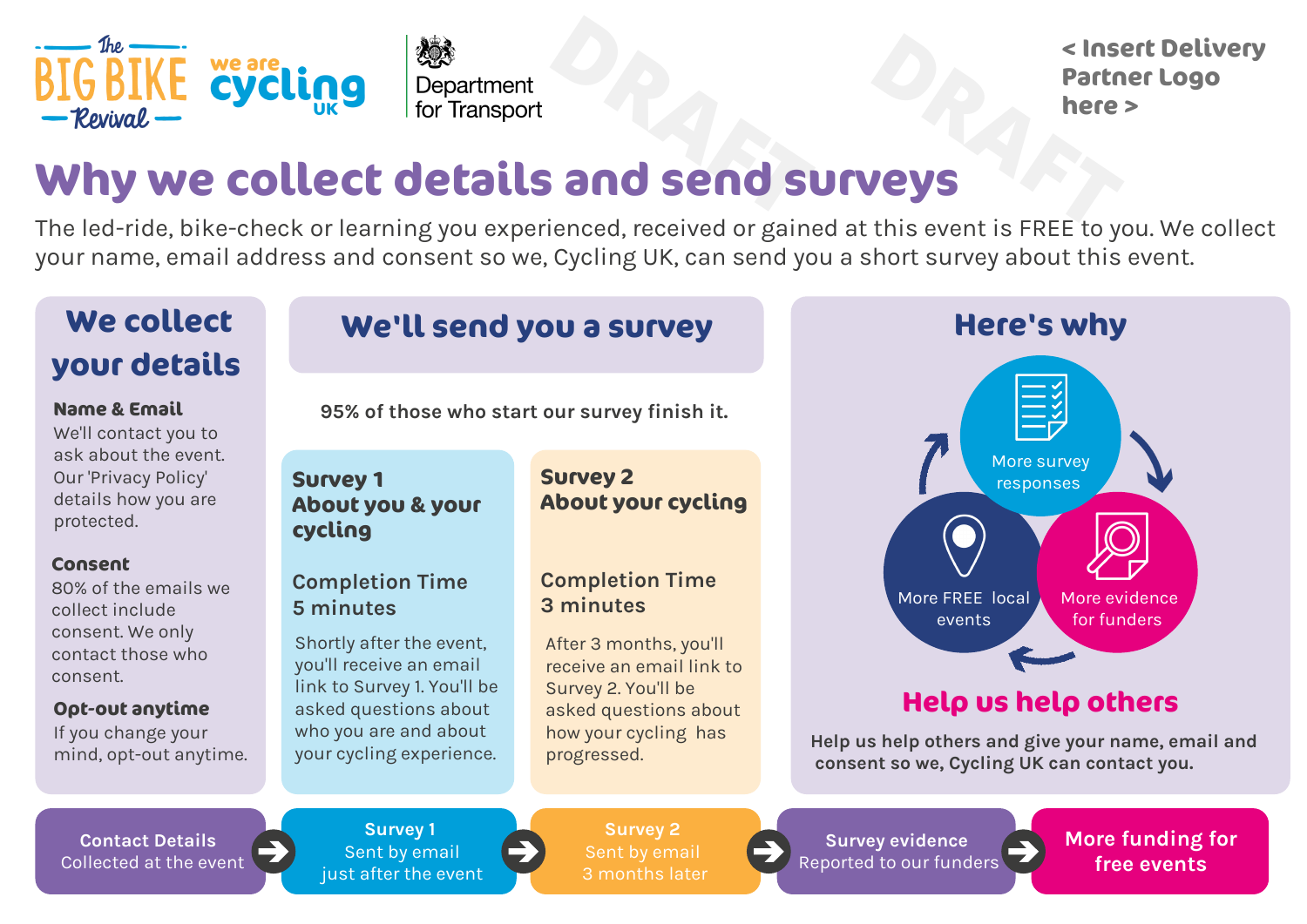The Big Bike Revival | we are cycling UK | Department for Transport

< Insert Delivery Partner Logo here >

DRAFT

# Why we collect details and send surveys

The led-ride, bike-check or learning you experienced, received or gained at this event is FREE to you. We collect your name, email address and consent so we, Cycling UK, can send you a short survey about this event.

## We collect your details

**Name & Email**
We'll contact you to ask about the event. Our 'Privacy Policy' details how you are protected.

**Consent**
80% of the emails we collect include consent. We only contact those who consent.

**Opt-out anytime**
If you change your mind, opt-out anytime.

## We'll send you a survey

95% of those who start our survey finish it.

### Survey 1 About you & your cycling

Completion Time
5 minutes

Shortly after the event, you'll receive an email link to Survey 1. You'll be asked questions about who you are and about your cycling experience.

### Survey 2 About your cycling

Completion Time
3 minutes

After 3 months, you'll receive an email link to Survey 2. You'll be asked questions about how your cycling has progressed.

## Here's why

More survey responses

More evidence for funders

More FREE local events

## Help us help others

Help us help others and give your name, email and consent so we, Cycling UK can contact you.

**Contact Details** Collected at the event → **Survey 1** Sent by email just after the event → **Survey 2** Sent by email 3 months later → **Survey evidence** Reported to our funders → **More funding for free events**